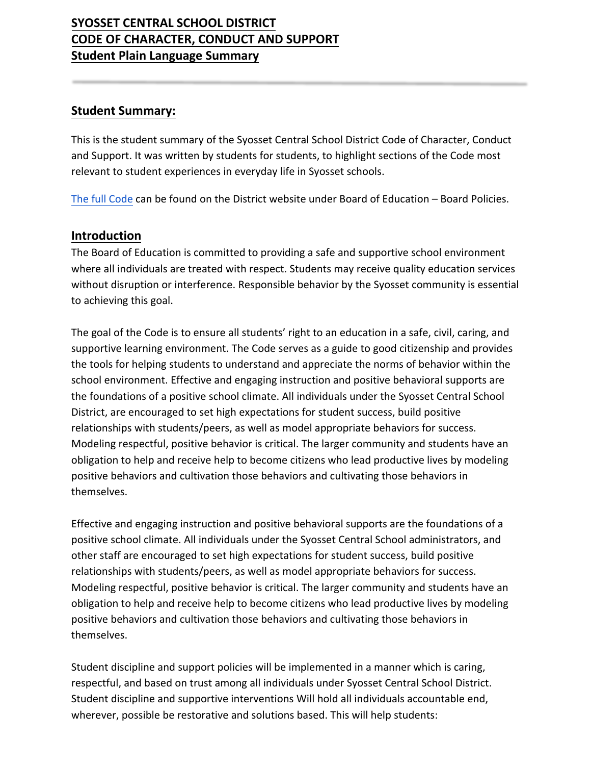# SYOSSET CENTRAL SCHOOL DISTRICT
# CODE OF CHARACTER, CONDUCT AND SUPPORT
# Student Plain Language Summary

---

## Student Summary:

This is the student summary of the Syosset Central School District Code of Character, Conduct and Support. It was written by students for students, to highlight sections of the Code most relevant to student experiences in everyday life in Syosset schools.

The full Code can be found on the District website under Board of Education – Board Policies.

## Introduction

The Board of Education is committed to providing a safe and supportive school environment where all individuals are treated with respect. Students may receive quality education services without disruption or interference. Responsible behavior by the Syosset community is essential to achieving this goal.

The goal of the Code is to ensure all students' right to an education in a safe, civil, caring, and supportive learning environment. The Code serves as a guide to good citizenship and provides the tools for helping students to understand and appreciate the norms of behavior within the school environment. Effective and engaging instruction and positive behavioral supports are the foundations of a positive school climate. All individuals under the Syosset Central School District, are encouraged to set high expectations for student success, build positive relationships with students/peers, as well as model appropriate behaviors for success. Modeling respectful, positive behavior is critical. The larger community and students have an obligation to help and receive help to become citizens who lead productive lives by modeling positive behaviors and cultivation those behaviors and cultivating those behaviors in themselves.

Effective and engaging instruction and positive behavioral supports are the foundations of a positive school climate. All individuals under the Syosset Central School administrators, and other staff are encouraged to set high expectations for student success, build positive relationships with students/peers, as well as model appropriate behaviors for success. Modeling respectful, positive behavior is critical. The larger community and students have an obligation to help and receive help to become citizens who lead productive lives by modeling positive behaviors and cultivation those behaviors and cultivating those behaviors in themselves.

Student discipline and support policies will be implemented in a manner which is caring, respectful, and based on trust among all individuals under Syosset Central School District. Student discipline and supportive interventions Will hold all individuals accountable end, wherever, possible be restorative and solutions based. This will help students: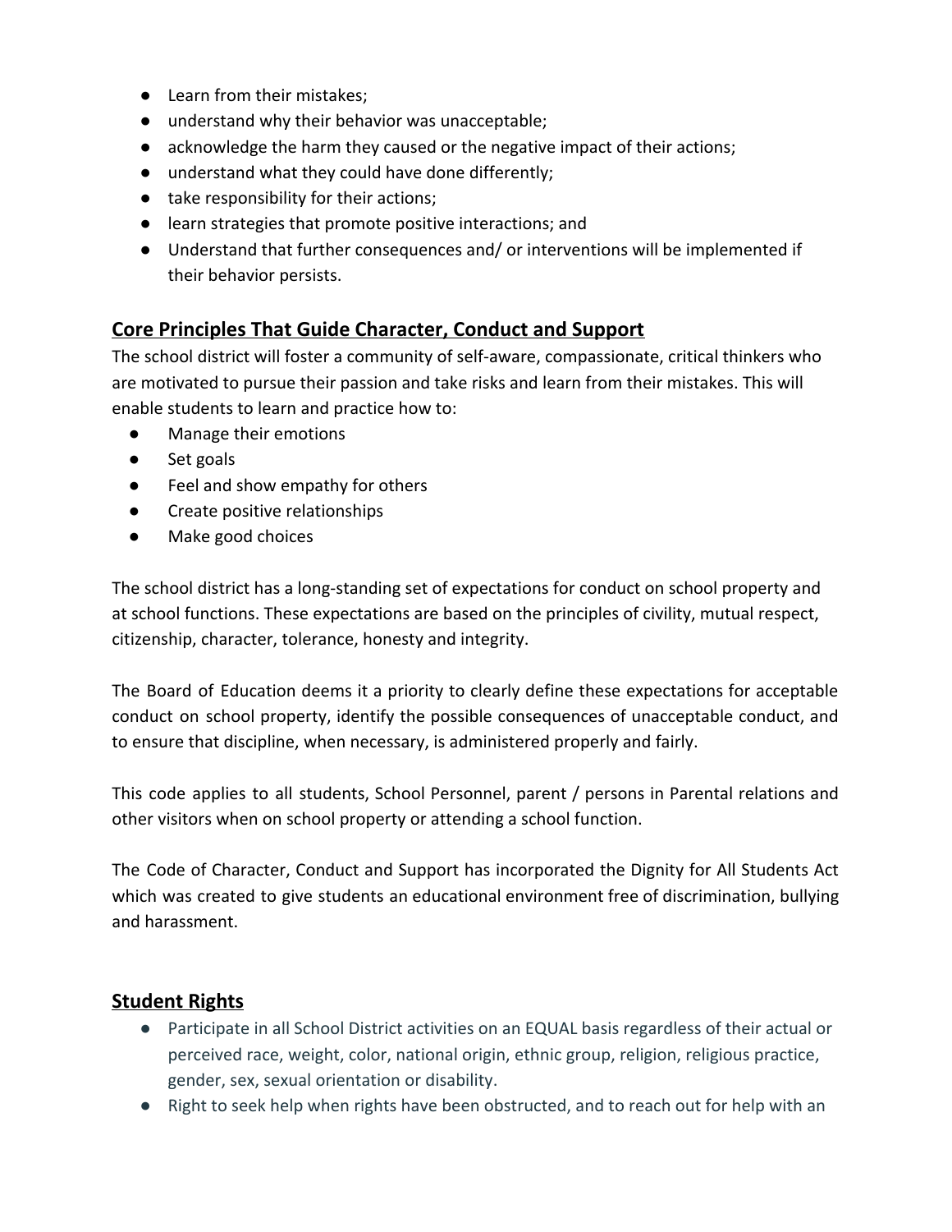- Learn from their mistakes;
- understand why their behavior was unacceptable;
- acknowledge the harm they caused or the negative impact of their actions;
- understand what they could have done differently;
- take responsibility for their actions;
- learn strategies that promote positive interactions; and
- Understand that further consequences and/ or interventions will be implemented if their behavior persists.

## Core Principles That Guide Character, Conduct and Support

The school district will foster a community of self-aware, compassionate, critical thinkers who are motivated to pursue their passion and take risks and learn from their mistakes. This will enable students to learn and practice how to:

- Manage their emotions
- Set goals
- Feel and show empathy for others
- Create positive relationships
- Make good choices

The school district has a long-standing set of expectations for conduct on school property and at school functions. These expectations are based on the principles of civility, mutual respect, citizenship, character, tolerance, honesty and integrity.

The Board of Education deems it a priority to clearly define these expectations for acceptable conduct on school property, identify the possible consequences of unacceptable conduct, and to ensure that discipline, when necessary, is administered properly and fairly.

This code applies to all students, School Personnel, parent / persons in Parental relations and other visitors when on school property or attending a school function.

The Code of Character, Conduct and Support has incorporated the Dignity for All Students Act which was created to give students an educational environment free of discrimination, bullying and harassment.

## Student Rights

- Participate in all School District activities on an EQUAL basis regardless of their actual or perceived race, weight, color, national origin, ethnic group, religion, religious practice, gender, sex, sexual orientation or disability.
- Right to seek help when rights have been obstructed, and to reach out for help with an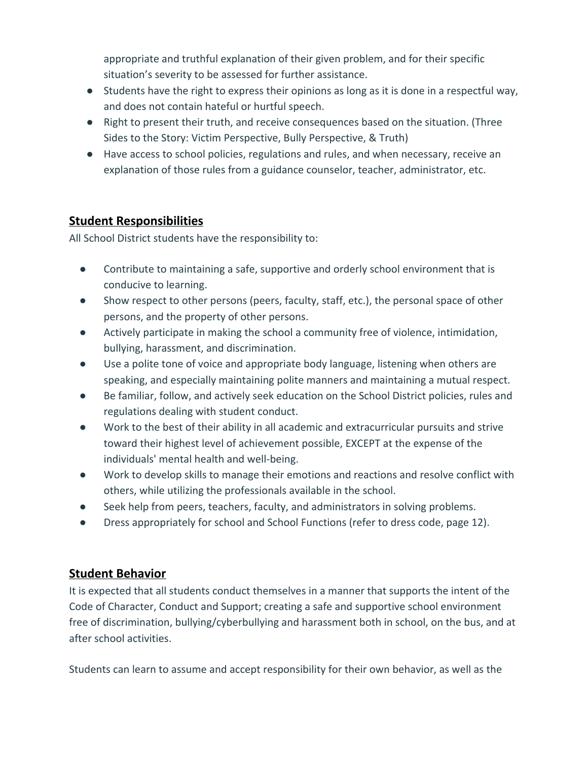appropriate and truthful explanation of their given problem, and for their specific situation's severity to be assessed for further assistance.

- Students have the right to express their opinions as long as it is done in a respectful way, and does not contain hateful or hurtful speech.
- Right to present their truth, and receive consequences based on the situation. (Three Sides to the Story: Victim Perspective, Bully Perspective, & Truth)
- Have access to school policies, regulations and rules, and when necessary, receive an explanation of those rules from a guidance counselor, teacher, administrator, etc.

## Student Responsibilities

All School District students have the responsibility to:

- Contribute to maintaining a safe, supportive and orderly school environment that is conducive to learning.
- Show respect to other persons (peers, faculty, staff, etc.), the personal space of other persons, and the property of other persons.
- Actively participate in making the school a community free of violence, intimidation, bullying, harassment, and discrimination.
- Use a polite tone of voice and appropriate body language, listening when others are speaking, and especially maintaining polite manners and maintaining a mutual respect.
- Be familiar, follow, and actively seek education on the School District policies, rules and regulations dealing with student conduct.
- Work to the best of their ability in all academic and extracurricular pursuits and strive toward their highest level of achievement possible, EXCEPT at the expense of the individuals' mental health and well-being.
- Work to develop skills to manage their emotions and reactions and resolve conflict with others, while utilizing the professionals available in the school.
- Seek help from peers, teachers, faculty, and administrators in solving problems.
- Dress appropriately for school and School Functions (refer to dress code, page 12).

## Student Behavior

It is expected that all students conduct themselves in a manner that supports the intent of the Code of Character, Conduct and Support; creating a safe and supportive school environment free of discrimination, bullying/cyberbullying and harassment both in school, on the bus, and at after school activities.

Students can learn to assume and accept responsibility for their own behavior, as well as the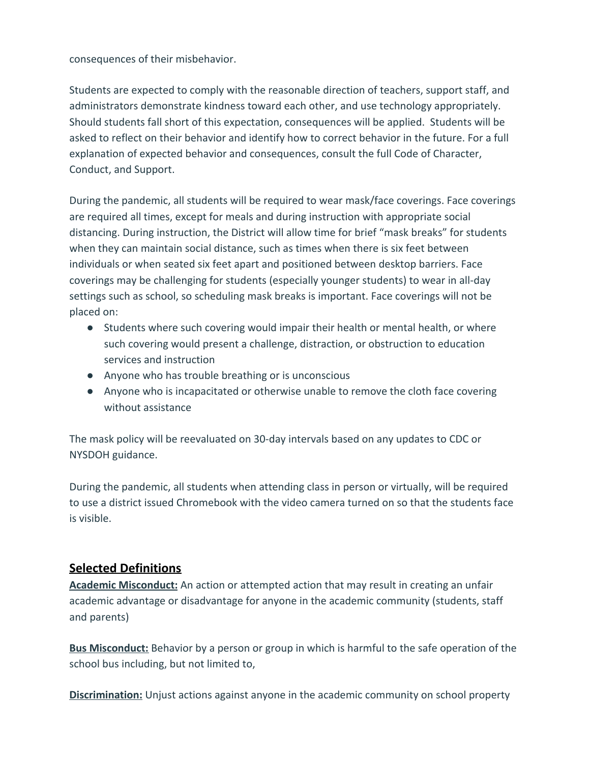consequences of their misbehavior.

Students are expected to comply with the reasonable direction of teachers, support staff, and administrators demonstrate kindness toward each other, and use technology appropriately. Should students fall short of this expectation, consequences will be applied.  Students will be asked to reflect on their behavior and identify how to correct behavior in the future. For a full explanation of expected behavior and consequences, consult the full Code of Character, Conduct, and Support.

During the pandemic, all students will be required to wear mask/face coverings. Face coverings are required all times, except for meals and during instruction with appropriate social distancing. During instruction, the District will allow time for brief "mask breaks" for students when they can maintain social distance, such as times when there is six feet between individuals or when seated six feet apart and positioned between desktop barriers. Face coverings may be challenging for students (especially younger students) to wear in all-day settings such as school, so scheduling mask breaks is important. Face coverings will not be placed on:

- Students where such covering would impair their health or mental health, or where such covering would present a challenge, distraction, or obstruction to education services and instruction
- Anyone who has trouble breathing or is unconscious
- Anyone who is incapacitated or otherwise unable to remove the cloth face covering without assistance

The mask policy will be reevaluated on 30-day intervals based on any updates to CDC or NYSDOH guidance.

During the pandemic, all students when attending class in person or virtually, will be required to use a district issued Chromebook with the video camera turned on so that the students face is visible.

## Selected Definitions

**Academic Misconduct:** An action or attempted action that may result in creating an unfair academic advantage or disadvantage for anyone in the academic community (students, staff and parents)

**Bus Misconduct:** Behavior by a person or group in which is harmful to the safe operation of the school bus including, but not limited to,

**Discrimination:** Unjust actions against anyone in the academic community on school property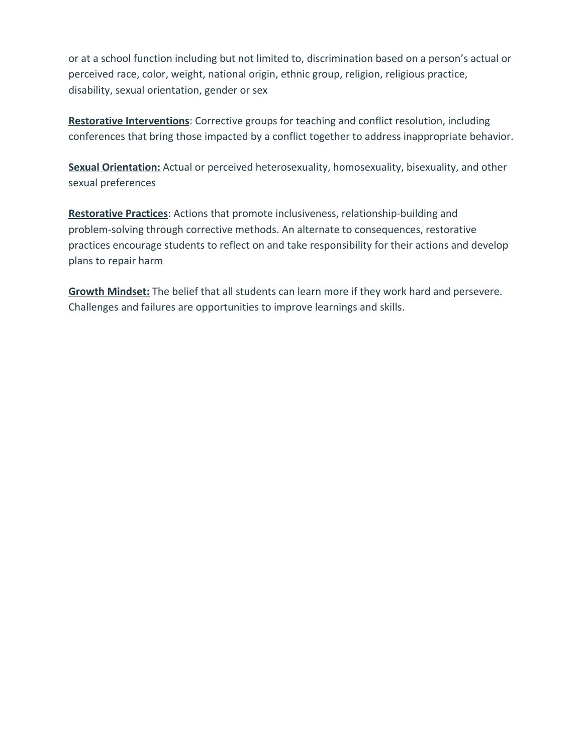or at a school function including but not limited to, discrimination based on a person's actual or perceived race, color, weight, national origin, ethnic group, religion, religious practice, disability, sexual orientation, gender or sex

**Restorative Interventions**: Corrective groups for teaching and conflict resolution, including conferences that bring those impacted by a conflict together to address inappropriate behavior.

**Sexual Orientation:** Actual or perceived heterosexuality, homosexuality, bisexuality, and other sexual preferences

**Restorative Practices**: Actions that promote inclusiveness, relationship-building and problem-solving through corrective methods. An alternate to consequences, restorative practices encourage students to reflect on and take responsibility for their actions and develop plans to repair harm

**Growth Mindset:** The belief that all students can learn more if they work hard and persevere. Challenges and failures are opportunities to improve learnings and skills.